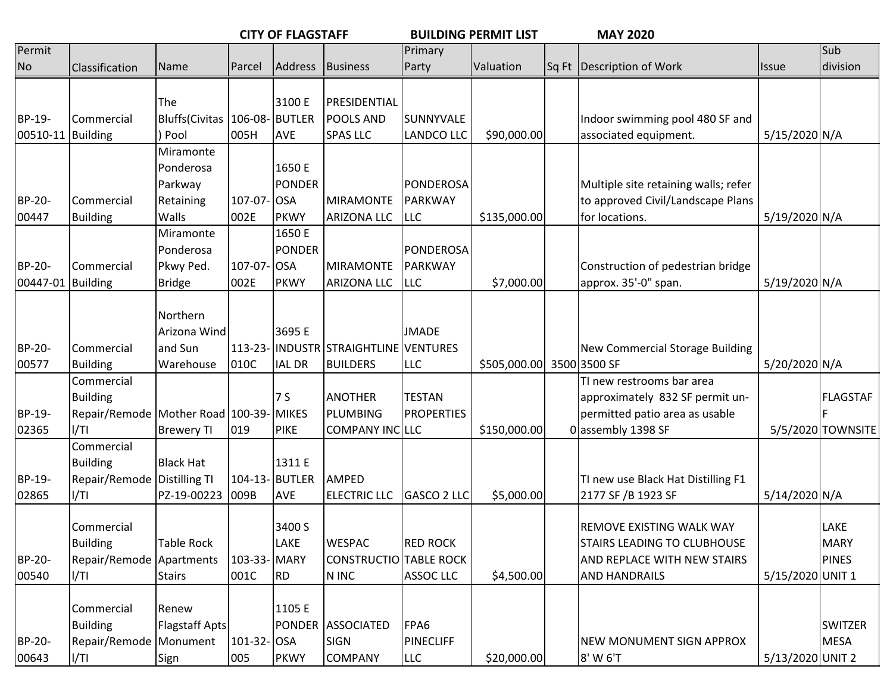**CITY OF FLAGSTAFF BUILDING PERMIT LIST MAY 2020**

| Permit No | Classification | Name | Parcel | Address | Business | Primary Party | Valuation | Sq Ft | Description of Work | Issue | Sub division |
|---|---|---|---|---|---|---|---|---|---|---|---|
| BP-19-00510-11 | Commercial Building | The Bluffs(Civitas) Pool | 106-08-005H | 3100 E BUTLER AVE | PRESIDENTIAL POOLS AND SPAS LLC | SUNNYVALE LANDCO LLC | $90,000.00 | | Indoor swimming pool 480 SF and associated equipment. | 5/15/2020 | N/A |
| BP-20-00447 | Commercial Building | Miramonte Ponderosa Parkway Retaining Walls | 107-07-002E | 1650 E PONDEROSA PKWY | MIRAMONTE ARIZONA LLC | PONDEROSA PARKWAY LLC | $135,000.00 | | Multiple site retaining walls; refer to approved Civil/Landscape Plans for locations. | 5/19/2020 | N/A |
| BP-20-00447-01 | Commercial Building | Miramonte Ponderosa Pkwy Ped. Bridge | 107-07-002E | 1650 E PONDEROSA PKWY | MIRAMONTE ARIZONA LLC | PONDEROSA PARKWAY LLC | $7,000.00 | | Construction of pedestrian bridge approx. 35'-0" span. | 5/19/2020 | N/A |
| BP-20-00577 | Commercial Building | Northern Arizona Wind and Sun Warehouse | 113-23-010C | 3695 E INDUSTRIAL DR | STRAIGHTLINE BUILDERS | JMADE VENTURES LLC | $505,000.00 | 3500 | New Commercial Storage Building 3500 SF | 5/20/2020 | N/A |
| BP-19-02365 | Commercial Building Repair/Remodel/TI | Mother Road Brewery TI | 100-39-019 | 7 S MIKES PIKE | ANOTHER PLUMBING COMPANY INC | TESTAN PROPERTIES LLC | $150,000.00 | 0 | TI new restrooms bar area approximately 832 SF permit un-permitted patio area as usable assembly 1398 SF | 5/5/2020 | FLAGSTAFF TOWNSITE |
| BP-19-02865 | Commercial Building Repair/Remodel/TI | Black Hat Distilling TI PZ-19-00223 | 104-13-009B | 1311 E BUTLER AVE | AMPED ELECTRIC LLC | GASCO 2 LLC | $5,000.00 | | TI new use Black Hat Distilling F1 2177 SF /B 1923 SF | 5/14/2020 | N/A |
| BP-20-00540 | Commercial Building Repair/Remodel/TI | Table Rock Apartments Stairs | 103-33-001C | 3400 S LAKE MARY RD | WESPAC CONSTRUCTION INC | RED ROCK TABLE ROCK ASSOC LLC | $4,500.00 | | REMOVE EXISTING WALK WAY STAIRS LEADING TO CLUBHOUSE AND REPLACE WITH NEW STAIRS AND HANDRAILS | 5/15/2020 | LAKE MARY PINES UNIT 1 |
| BP-20-00643 | Commercial Building Repair/Remodel/TI | Renew Flagstaff Apts Monument Sign | 101-32-005 | 1105 E PONDEROSA PKWY | ASSOCIATED SIGN COMPANY | FPA6 PINECLIFF LLC | $20,000.00 | | NEW MONUMENT SIGN APPROX 8' W 6'T | 5/13/2020 | SWITZER MESA UNIT 2 |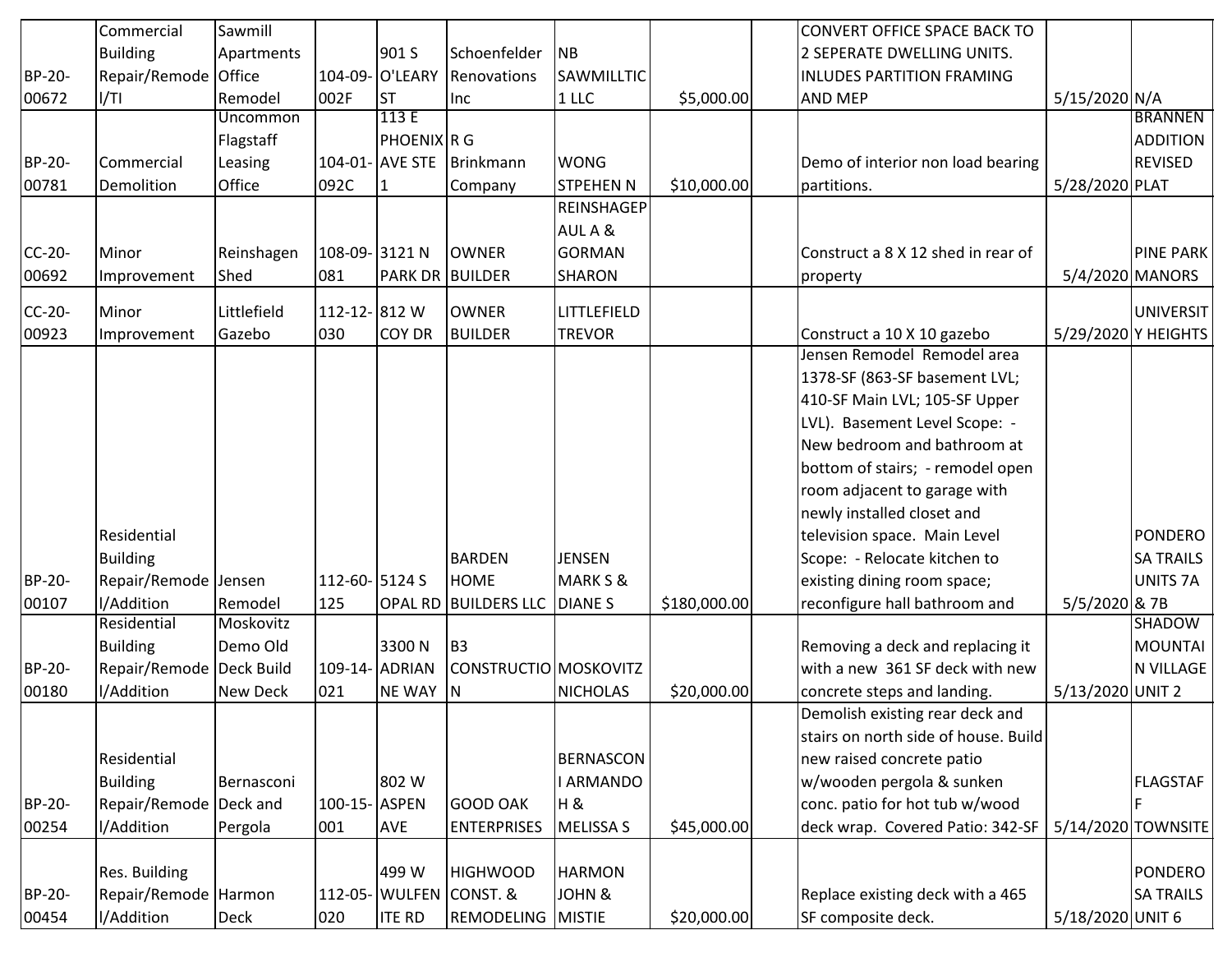| BP-20-00672 | Commercial Building Repair/Remodel/TI | Sawmill Apartments Office Remodel | 104-09-002F | 901 S O'LEARY ST | Schoenfelder Renovations Inc | NB SAWMILLTIC 1 LLC | $5,000.00 | | CONVERT OFFICE SPACE BACK TO 2 SEPERATE DWELLING UNITS. INLUDES PARTITION FRAMING AND MEP | 5/15/2020 | N/A |
|---|---|---|---|---|---|---|---|---|---|---|---|
| BP-20-00781 | Commercial Demolition | Uncommon Flagstaff Leasing Office | 104-01-092C | 113 E PHOENIX AVE STE 1 | R G Brinkmann Company | WONG STPEHEN N | $10,000.00 | | Demo of interior non load bearing partitions. | 5/28/2020 | BRANNEN ADDITION REVISED PLAT |
| CC-20-00692 | Minor Improvement | Reinshagen Shed | 108-09-081 | 3121 N PARK DR | OWNER BUILDER | REINSHAGEPAUL A & GORMAN SHARON | | | Construct a 8 X 12 shed in rear of property | 5/4/2020 | PINE PARK MANORS |
| CC-20-00923 | Minor Improvement | Littlefield Gazebo | 112-12-030 | 812 W COY DR | OWNER BUILDER | LITTLEFIELD TREVOR | | | Construct a 10 X 10 gazebo | 5/29/2020 | UNIVERSITY HEIGHTS |
| BP-20-00107 | Residential Building Repair/Remodel/Addition | Jensen Remodel | 112-60-125 | 5124 S OPAL RD | BARDEN HOME BUILDERS LLC | JENSEN MARK S & DIANE S | $180,000.00 | | Jensen Remodel Remodel area 1378-SF (863-SF basement LVL; 410-SF Main LVL; 105-SF Upper LVL). Basement Level Scope: - New bedroom and bathroom at bottom of stairs; - remodel open room adjacent to garage with newly installed closet and television space. Main Level Scope: - Relocate kitchen to existing dining room space; reconfigure hall bathroom and | 5/5/2020 | PONDEROSA TRAILS UNITS 7A & 7B |
| BP-20-00180 | Residential Building Repair/Remodel/Addition | Moskovitz Demo Old Deck Build New Deck | 109-14-021 | 3300 N ADRIANNE WAY | B3 CONSTRUCTION | MOSKOVITZ NICHOLAS | $20,000.00 | | Removing a deck and replacing it with a new 361 SF deck with new concrete steps and landing. | 5/13/2020 | SHADOW MOUNTAIN VILLAGE UNIT 2 |
| BP-20-00254 | Residential Building Repair/Remodel/Addition | Bernasconi Deck and Pergola | 100-15-001 | 802 W ASPEN AVE | GOOD OAK ENTERPRISES | BERNASCONI ARMANDO H & MELISSA S | $45,000.00 | | Demolish existing rear deck and stairs on north side of house. Build new raised concrete patio w/wooden pergola & sunken conc. patio for hot tub w/wood deck wrap. Covered Patio: 342-SF | 5/14/2020 | FLAGSTAFF TOWNSITE |
| BP-20-00454 | Res. Building Repair/Remodel/Addition | Harmon Deck | 112-05-020 | 499 W WULFENITE RD | HIGHWOOD CONST. & REMODELING | HARMON JOHN & MISTIE | $20,000.00 | | Replace existing deck with a 465 SF composite deck. | 5/18/2020 | PONDEROSA TRAILS UNIT 6 |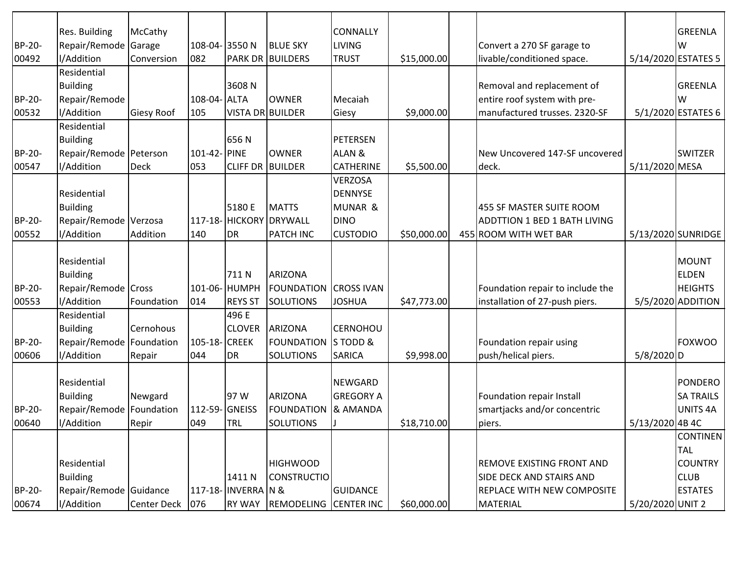| BP-20-00492 | Res. Building Repair/Remodel/Addition | McCathy Garage Conversion | 108-04-082 | 3550 N PARK DR | BLUE SKY BUILDERS | CONNALLY LIVING TRUST | $15,000.00 | | Convert a 270 SF garage to livable/conditioned space. | 5/14/2020 | GREENLAW ESTATES 5 |
|---|---|---|---|---|---|---|---|---|---|---|---|
| BP-20-00532 | Residential Building Repair/Remodel/Addition | Giesy Roof | 108-04-105 | 3608 N ALTA VISTA DR | OWNER BUILDER | Mecaiah Giesy | $9,000.00 | | Removal and replacement of entire roof system with pre-manufactured trusses. 2320-SF | 5/1/2020 | GREENLAW ESTATES 6 |
| BP-20-00547 | Residential Building Repair/Remodel/Addition | Peterson Deck | 101-42-053 | 656 N PINE CLIFF DR | OWNER BUILDER | PETERSEN ALAN & CATHERINE | $5,500.00 | | New Uncovered 147-SF uncovered deck. | 5/11/2020 | SWITZER MESA |
| BP-20-00552 | Residential Building Repair/Remodel/Addition | Verzosa Addition | 117-18-140 | 5180 E HICKORY DR | MATTS DRYWALL PATCH INC | VERZOSA DENNYSE MUNAR & DINO CUSTODIO | $50,000.00 | 455 | 455 SF MASTER SUITE ROOM ADDTTION 1 BED 1 BATH LIVING ROOM WITH WET BAR | 5/13/2020 | SUNRIDGE |
| BP-20-00553 | Residential Building Repair/Remodel/Addition | Cross Foundation | 101-06-014 | 711 N HUMPHREYS ST | ARIZONA FOUNDATION SOLUTIONS | CROSS IVAN JOSHUA | $47,773.00 | | Foundation repair to include the installation of 27-push piers. | 5/5/2020 | MOUNT ELDEN HEIGHTS ADDITION |
| BP-20-00606 | Residential Building Repair/Remodel/Addition | Cernohous Foundation Repair | 105-18-044 | 496 E CLOVER CREEK DR | ARIZONA FOUNDATION SOLUTIONS | CERNOHOUS TODD & SARICA | $9,998.00 | | Foundation repair using push/helical piers. | 5/8/2020 | FOXWOOD |
| BP-20-00640 | Residential Building Repair/Remodel/Addition | Newgard Foundation Repir | 112-59-049 | 97 W GNEISS TRL | ARIZONA FOUNDATION SOLUTIONS | NEWGARD GREGORY A & AMANDA J | $18,710.00 | | Foundation repair Install smartjacks and/or concentric piers. | 5/13/2020 | PONDEROSA TRAILS UNITS 4A 4B 4C |
| BP-20-00674 | Residential Building Repair/Remodel/Addition | Guidance Center Deck | 117-18-076 | 1411 N INVERRARY WAY | HIGHWOOD CONSTRUCTION & REMODELING | GUIDANCE CENTER INC | $60,000.00 | | REMOVE EXISTING FRONT AND SIDE DECK AND STAIRS AND REPLACE WITH NEW COMPOSITE MATERIAL | 5/20/2020 | CONTINENTAL COUNTRY CLUB ESTATES UNIT 2 |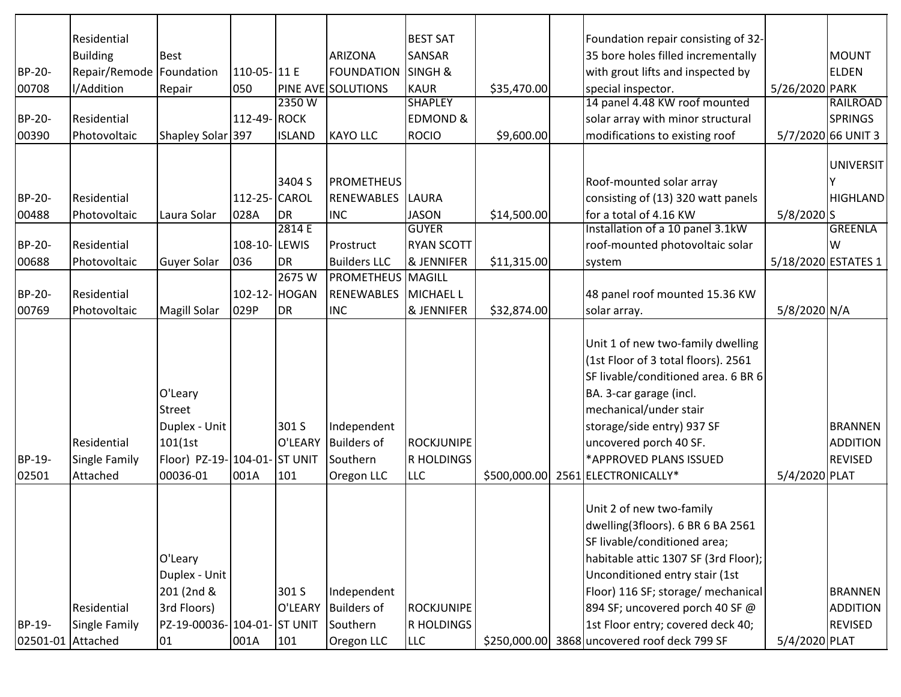| | | | | | | | | | | | |
|---|---|---|---|---|---|---|---|---|---|---|---|
| BP-20-00708 | Residential Building Repair/Remodel/Addition | Best Foundation Repair | 110-05-050 | 11 E PINE AVE | ARIZONA FOUNDATION SOLUTIONS | BEST SAT SANSAR SINGH & KAUR | $35,470.00 | | Foundation repair consisting of 32-35 bore holes filled incrementally with grout lifts and inspected by special inspector. | 5/26/2020 | MOUNT ELDEN PARK |
| BP-20-00390 | Residential Photovoltaic | Shapley Solar | 112-49-397 | 2350 W ROCK ISLAND | KAYO LLC | SHAPLEY EDMOND & ROCIO | $9,600.00 | | 14 panel 4.48 KW roof mounted solar array with minor structural modifications to existing roof | 5/7/2020 | RAILROAD SPRINGS 66 UNIT 3 |
| BP-20-00488 | Residential Photovoltaic | Laura Solar | 112-25-028A | 3404 S CAROL DR | PROMETHEUS RENEWABLES INC | LAURA JASON | $14,500.00 | | Roof-mounted solar array consisting of (13) 320 watt panels for a total of 4.16 KW | 5/8/2020 | UNIVERSITY HIGHLANDS |
| BP-20-00688 | Residential Photovoltaic | Guyer Solar | 108-10-036 | 2814 E LEWIS DR | Prostruct Builders LLC | GUYER RYAN SCOTT & JENNIFER | $11,315.00 | | Installation of a 10 panel 3.1kW roof-mounted photovoltaic solar system | 5/18/2020 | GREENLAW ESTATES 1 |
| BP-20-00769 | Residential Photovoltaic | Magill Solar | 102-12-029P | 2675 W HOGAN DR | PROMETHEUS RENEWABLES INC | MAGILL MICHAEL L & JENNIFER | $32,874.00 | | 48 panel roof mounted 15.36 KW solar array. | 5/8/2020 | N/A |
| BP-19-02501 | Residential Single Family Attached | O'Leary Street Duplex - Unit 101(1st Floor) PZ-19-00036-01 | 104-01-001A | 301 S O'LEARY ST UNIT 101 | Independent Builders of Southern Oregon LLC | ROCKJUNIPER HOLDINGS LLC | $500,000.00 | 2561 | Unit 1 of new two-family dwelling (1st Floor of 3 total floors). 2561 SF livable/conditioned area. 6 BR 6 BA. 3-car garage (incl. mechanical/under stair storage/side entry) 937 SF uncovered porch 40 SF. *APPROVED PLANS ISSUED ELECTRONICALLY* | 5/4/2020 | BRANNEN ADDITION REVISED PLAT |
| BP-19-02501-01 | Residential Single Family Attached | O'Leary Duplex - Unit 201 (2nd & 3rd Floors) PZ-19-00036-01 | 104-01-001A | 301 S O'LEARY ST UNIT 101 | Independent Builders of Southern Oregon LLC | ROCKJUNIPER HOLDINGS LLC | $250,000.00 | 3868 | Unit 2 of new two-family dwelling(3floors). 6 BR 6 BA 2561 SF livable/conditioned area; habitable attic 1307 SF (3rd Floor); Unconditioned entry stair (1st Floor) 116 SF; storage/ mechanical 894 SF; uncovered porch 40 SF @ 1st Floor entry; covered deck 40; uncovered roof deck 799 SF | 5/4/2020 | BRANNEN ADDITION REVISED PLAT |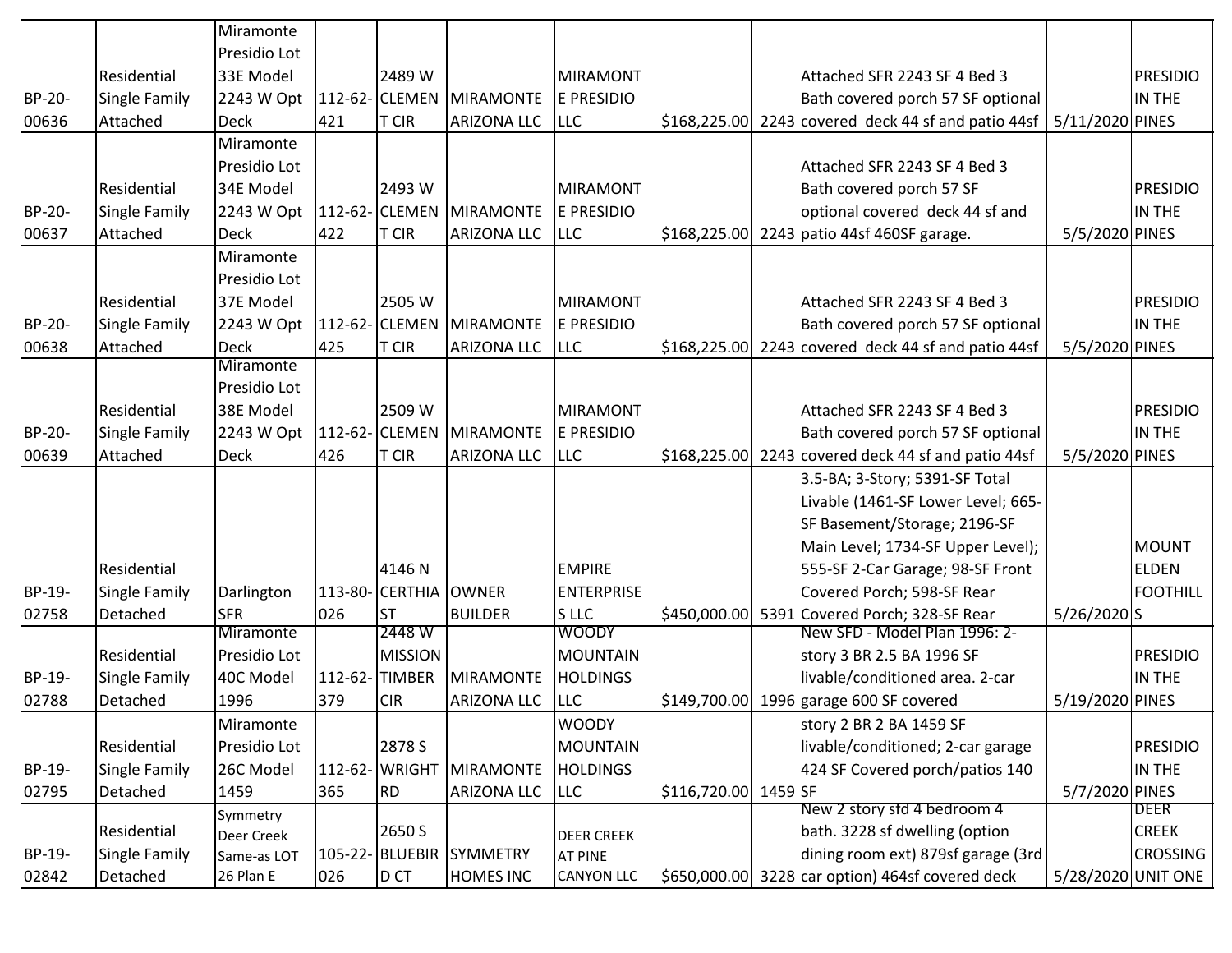| | | | | | | | | | | | |
|---|---|---|---|---|---|---|---|---|---|---|---|
| BP-20-00636 | Residential Single Family Attached | Miramonte Presidio Lot 33E Model 2243 W Opt Deck | 112-62-421 | 2489 W CLEMENT CIR | MIRAMONTE ARIZONA LLC | MIRAMONTE PRESIDIO LLC | $168,225.00 | 2243 | Attached SFR 2243 SF 4 Bed 3 Bath covered porch 57 SF optional covered deck 44 sf and patio 44sf | 5/11/2020 | PRESIDIO IN THE PINES |
| BP-20-00637 | Residential Single Family Attached | Miramonte Presidio Lot 34E Model 2243 W Opt Deck | 112-62-422 | 2493 W CLEMENT CIR | MIRAMONTE ARIZONA LLC | MIRAMONTE PRESIDIO LLC | $168,225.00 | 2243 | Attached SFR 2243 SF 4 Bed 3 Bath covered porch 57 SF optional covered deck 44 sf and patio 44sf 460SF garage. | 5/5/2020 | PRESIDIO IN THE PINES |
| BP-20-00638 | Residential Single Family Attached | Miramonte Presidio Lot 37E Model 2243 W Opt Deck | 112-62-425 | 2505 W CLEMENT CIR | MIRAMONTE ARIZONA LLC | MIRAMONTE PRESIDIO LLC | $168,225.00 | 2243 | Attached SFR 2243 SF 4 Bed 3 Bath covered porch 57 SF optional covered deck 44 sf and patio 44sf | 5/5/2020 | PRESIDIO IN THE PINES |
| BP-20-00639 | Residential Single Family Attached | Miramonte Presidio Lot 38E Model 2243 W Opt Deck | 112-62-426 | 2509 W CLEMENT CIR | MIRAMONTE ARIZONA LLC | MIRAMONTE PRESIDIO LLC | $168,225.00 | 2243 | Attached SFR 2243 SF 4 Bed 3 Bath covered porch 57 SF optional covered deck 44 sf and patio 44sf | 5/5/2020 | PRESIDIO IN THE PINES |
| BP-19-02758 | Residential Single Family Detached | Darlington SFR | 113-80-026 | 4146 N CERTHIA ST | OWNER BUILDER | EMPIRE ENTERPRISES LLC | $450,000.00 | 5391 | 3.5-BA; 3-Story; 5391-SF Total Livable (1461-SF Lower Level; 665-SF Basement/Storage; 2196-SF Main Level; 1734-SF Upper Level); 555-SF 2-Car Garage; 98-SF Front Covered Porch; 598-SF Rear Covered Porch; 328-SF Rear | 5/26/2020 | MOUNT ELDEN FOOTHILLS |
| BP-19-02788 | Residential Single Family Detached | Miramonte Presidio Lot 40C Model 1996 | 112-62-379 | 2448 W MISSION TIMBER CIR | MIRAMONTE ARIZONA LLC | WOODY MOUNTAIN HOLDINGS LLC | $149,700.00 | 1996 | New SFD - Model Plan 1996: 2-story 3 BR 2.5 BA 1996 SF livable/conditioned area. 2-car garage 600 SF covered | 5/19/2020 | PRESIDIO IN THE PINES |
| BP-19-02795 | Residential Single Family Detached | Miramonte Presidio Lot 26C Model 1459 | 112-62-365 | 2878 S WRIGHT RD | MIRAMONTE ARIZONA LLC | WOODY MOUNTAIN HOLDINGS LLC | $116,720.00 | 1459 | story 2 BR 2 BA 1459 SF livable/conditioned; 2-car garage 424 SF Covered porch/patios 140 SF | 5/7/2020 | PRESIDIO IN THE PINES |
| BP-19-02842 | Residential Single Family Detached | Symmetry Deer Creek Same-as LOT 26 Plan E | 105-22-026 | 2650 S BLUEBIRD CT | SYMMETRY HOMES INC | DEER CREEK AT PINE CANYON LLC | $650,000.00 | 3228 | New 2 story sfd 4 bedroom 4 bath. 3228 sf dwelling (option dining room ext) 879sf garage (3rd car option) 464sf covered deck | 5/28/2020 | DEER CREEK CROSSING UNIT ONE |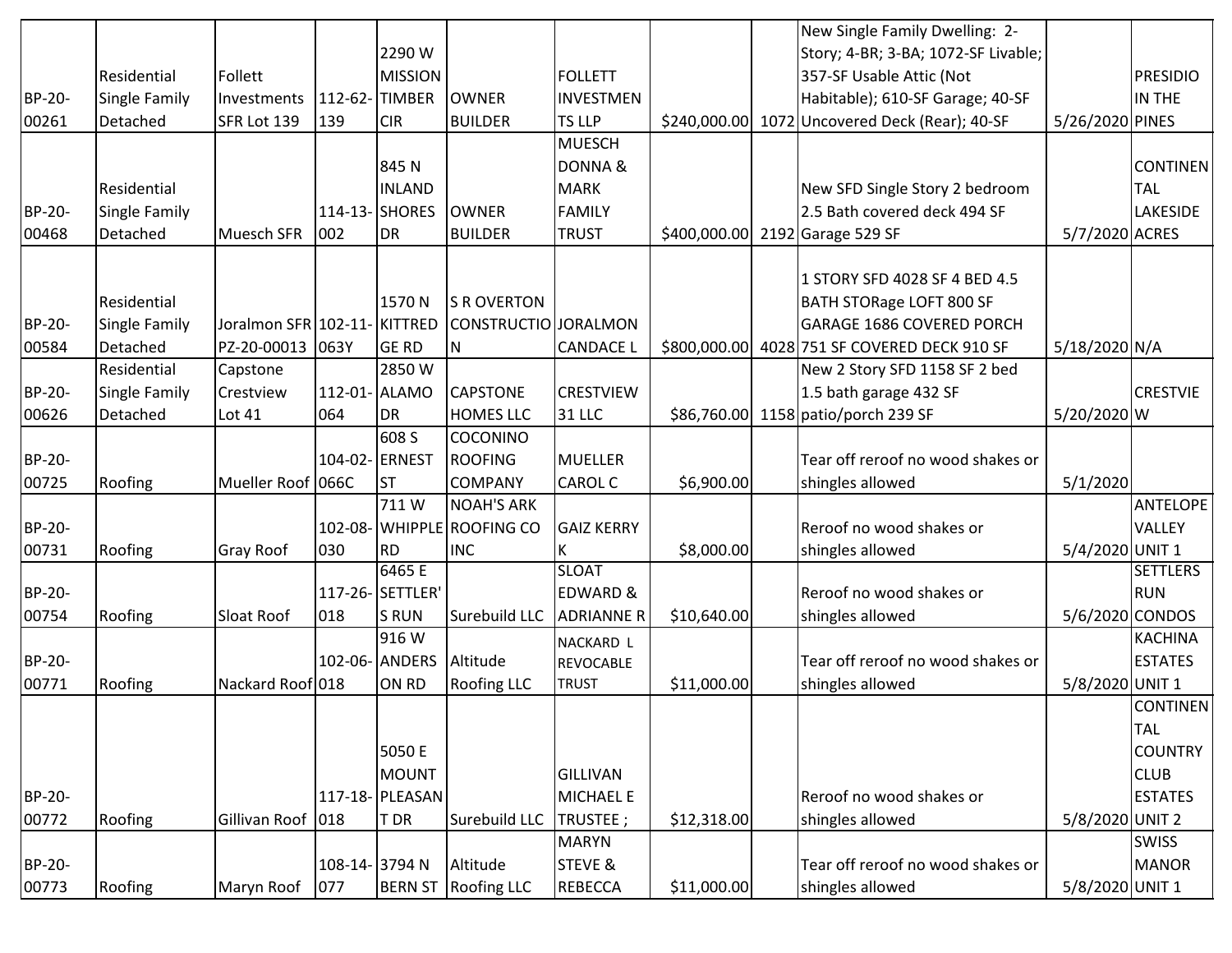| | | | | | | | | | | | |
|---|---|---|---|---|---|---|---|---|---|---|---|
| BP-20-00261 | Residential Single Family Detached | Follett Investments SFR Lot 139 | 112-62-139 | 2290 W MISSION TIMBER CIR | OWNER BUILDER | FOLLETT INVESTMENTS LLP | $240,000.00 | 1072 | New Single Family Dwelling: 2-Story; 4-BR; 3-BA; 1072-SF Livable; 357-SF Usable Attic (Not Habitable); 610-SF Garage; 40-SF Uncovered Deck (Rear); 40-SF | 5/26/2020 | PRESIDIO IN THE PINES |
| BP-20-00468 | Residential Single Family Detached | Muesch SFR | 114-13-002 | 845 N INLAND SHORES DR | OWNER BUILDER | MUESCH DONNA & MARK FAMILY TRUST | $400,000.00 | 2192 | New SFD Single Story 2 bedroom 2.5 Bath covered deck 494 SF Garage 529 SF | 5/7/2020 | CONTINENTAL LAKESIDE ACRES |
| BP-20-00584 | Residential Single Family Detached | Joralmon SFR PZ-20-00013 | 102-11-063Y | 1570 N KITTREDGE RD | S R OVERTON CONSTRUCTION | JORALMON CANDACE L | $800,000.00 | 4028 | 1 STORY SFD 4028 SF 4 BED 4.5 BATH STORage LOFT 800 SF GARAGE 1686 COVERED PORCH 751 SF COVERED DECK 910 SF | 5/18/2020 | N/A |
| BP-20-00626 | Residential Single Family Detached | Capstone Crestview Lot 41 | 112-01-064 | 2850 W ALAMO DR | CAPSTONE HOMES LLC | CRESTVIEW 31 LLC | $86,760.00 | 1158 | New 2 Story SFD 1158 SF 2 bed 1.5 bath garage 432 SF patio/porch 239 SF | 5/20/2020 | CRESTVIEW |
| BP-20-00725 | Roofing | Mueller Roof | 104-02-066C | 608 S ERNEST ST | COCONINO ROOFING COMPANY | MUELLER CAROL C | $6,900.00 | | Tear off reroof no wood shakes or shingles allowed | 5/1/2020 | |
| BP-20-00731 | Roofing | Gray Roof | 102-08-030 | 711 W WHIPPLE RD | NOAH'S ARK ROOFING CO INC | GAIZ KERRY K | $8,000.00 | | Reroof no wood shakes or shingles allowed | 5/4/2020 | ANTELOPE VALLEY UNIT 1 |
| BP-20-00754 | Roofing | Sloat Roof | 117-26-018 | 6465 E SETTLER'S RUN | Surebuild LLC | SLOAT EDWARD & ADRIANNE R | $10,640.00 | | Reroof no wood shakes or shingles allowed | 5/6/2020 | SETTLERS RUN CONDOS |
| BP-20-00771 | Roofing | Nackard Roof | 102-06-018 | 916 W ANDERSON RD | Altitude Roofing LLC | NACKARD L REVOCABLE TRUST | $11,000.00 | | Tear off reroof no wood shakes or shingles allowed | 5/8/2020 | KACHINA ESTATES UNIT 1 |
| BP-20-00772 | Roofing | Gillivan Roof | 117-18-018 | 5050 E MOUNT PLEASANT DR | Surebuild LLC | GILLIVAN MICHAEL E TRUSTEE ; | $12,318.00 | | Reroof no wood shakes or shingles allowed | 5/8/2020 | CONTINENTAL COUNTRY CLUB ESTATES UNIT 2 |
| BP-20-00773 | Roofing | Maryn Roof | 108-14-077 | 3794 N BERN ST | Altitude Roofing LLC | MARYN STEVE & REBECCA | $11,000.00 | | Tear off reroof no wood shakes or shingles allowed | 5/8/2020 | SWISS MANOR UNIT 1 |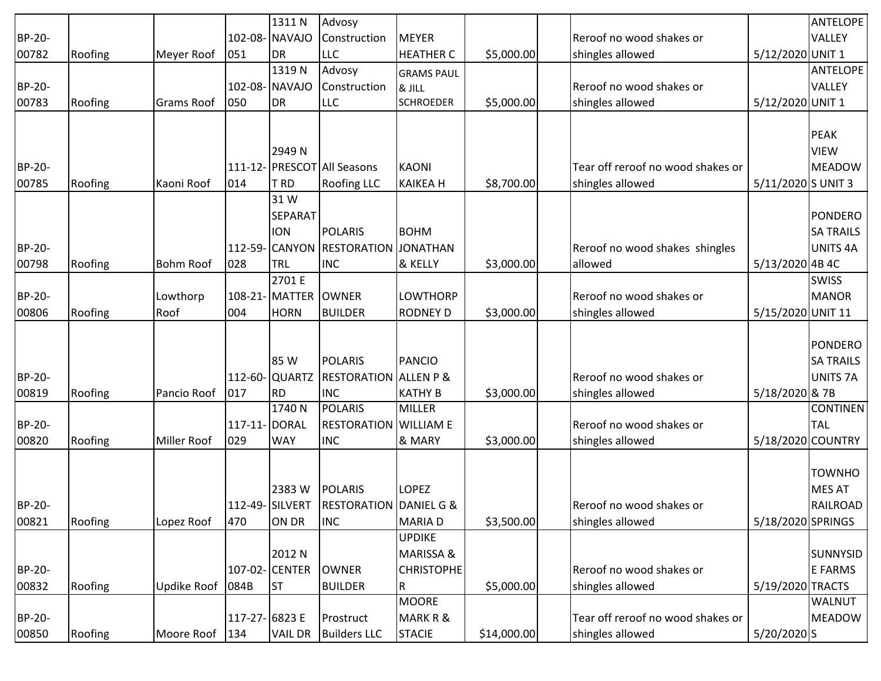| BP-20-00782 | Roofing | Meyer Roof | 102-08-051 | 1311 N NAVAJO DR | Advosy Construction LLC | MEYER HEATHER C | $5,000.00 | | Reroof no wood shakes or shingles allowed | 5/12/2020 | ANTELOPE VALLEY UNIT 1 |
|---|---|---|---|---|---|---|---|---|---|---|---|
| BP-20-00783 | Roofing | Grams Roof | 102-08-050 | 1319 N NAVAJO DR | Advosy Construction LLC | GRAMS PAUL & JILL SCHROEDER | $5,000.00 | | Reroof no wood shakes or shingles allowed | 5/12/2020 | ANTELOPE VALLEY UNIT 1 |
| BP-20-00785 | Roofing | Kaoni Roof | 111-12-014 | 2949 N PRESCOTT RD | All Seasons Roofing LLC | KAONI KAIKEA H | $8,700.00 | | Tear off reroof no wood shakes or shingles allowed | 5/11/2020 | PEAK VIEW MEADOWS UNIT 3 |
| BP-20-00798 | Roofing | Bohm Roof | 112-59-028 | 31 W SEPARATION CANYON TRL | POLARIS RESTORATION INC | BOHM JONATHAN & KELLY | $3,000.00 | | Reroof no wood shakes shingles allowed | 5/13/2020 | PONDEROSA TRAILS UNITS 4A 4B 4C |
| BP-20-00806 | Roofing | Lowthorp Roof | 108-21-004 | 2701 E MATTERHORN | OWNER BUILDER | LOWTHORP RODNEY D | $3,000.00 | | Reroof no wood shakes or shingles allowed | 5/15/2020 | SWISS MANOR UNIT 11 |
| BP-20-00819 | Roofing | Pancio Roof | 112-60-017 | 85 W QUARTZ RD | POLARIS RESTORATION INC | PANCIO ALLEN P & KATHY B | $3,000.00 | | Reroof no wood shakes or shingles allowed | 5/18/2020 | PONDEROSA TRAILS UNITS 7A & 7B |
| BP-20-00820 | Roofing | Miller Roof | 117-11-029 | 1740 N DORAL WAY | POLARIS RESTORATION INC | MILLER WILLIAM E & MARY | $3,000.00 | | Reroof no wood shakes or shingles allowed | 5/18/2020 | CONTINENTAL COUNTRY |
| BP-20-00821 | Roofing | Lopez Roof | 112-49-470 | 2383 W SILVERTON DR | POLARIS RESTORATION INC | LOPEZ DANIEL G & MARIA D | $3,500.00 | | Reroof no wood shakes or shingles allowed | 5/18/2020 | TOWNHOMES AT RAILROAD SPRINGS |
| BP-20-00832 | Roofing | Updike Roof | 107-02-084B | 2012 N CENTER ST | OWNER BUILDER | UPDIKE MARISSA & CHRISTOPHER | $5,000.00 | | Reroof no wood shakes or shingles allowed | 5/19/2020 | SUNNYSIDE FARMS TRACTS |
| BP-20-00850 | Roofing | Moore Roof | 117-27-134 | 6823 E VAIL DR | Prostruct Builders LLC | MOORE MARK R & STACIE | $14,000.00 | | Tear off reroof no wood shakes or shingles allowed | 5/20/2020 | WALNUT MEADOWS |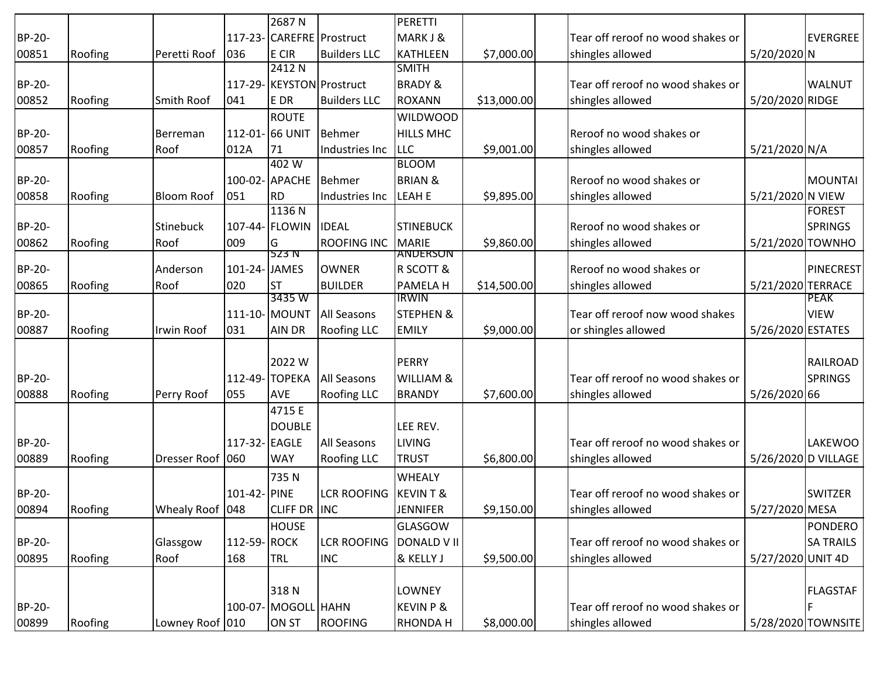| | | | | | | | | | | | |
|---|---|---|---|---|---|---|---|---|---|---|---|
| BP-20-00851 | Roofing | Peretti Roof | 117-23-036 | 2687 N CAREFRE E CIR | Prostruct Builders LLC | PERETTI MARK J & KATHLEEN | $7,000.00 | | Tear off reroof no wood shakes or shingles allowed | 5/20/2020 | EVERGREE N |
| BP-20-00852 | Roofing | Smith Roof | 117-29-041 | 2412 N KEYSTON E DR | Prostruct Builders LLC | SMITH BRADY & ROXANN | $13,000.00 | | Tear off reroof no wood shakes or shingles allowed | 5/20/2020 | WALNUT RIDGE |
| BP-20-00857 | Roofing | Berreman Roof | 112-01-012A | ROUTE 66 UNIT 71 | Behmer Industries Inc | WILDWOOD HILLS MHC LLC | $9,001.00 | | Reroof no wood shakes or shingles allowed | 5/21/2020 | N/A |
| BP-20-00858 | Roofing | Bloom Roof | 100-02-051 | 402 W APACHE RD | Behmer Industries Inc | BLOOM BRIAN & LEAH E | $9,895.00 | | Reroof no wood shakes or shingles allowed | 5/21/2020 | MOUNTAI N VIEW |
| BP-20-00862 | Roofing | Stinebuck Roof | 107-44-009 | 1136 N FLOWIN G | IDEAL ROOFING INC | STINEBUCK MARIE | $9,860.00 | | Reroof no wood shakes or shingles allowed | 5/21/2020 | FOREST SPRINGS TOWNHO |
| BP-20-00865 | Roofing | Anderson Roof | 101-24-020 | 523 N JAMES ST | OWNER BUILDER | ANDERSON R SCOTT & PAMELA H | $14,500.00 | | Reroof no wood shakes or shingles allowed | 5/21/2020 | PINECREST TERRACE |
| BP-20-00887 | Roofing | Irwin Roof | 111-10-031 | 3435 W MOUNT AIN DR | All Seasons Roofing LLC | IRWIN STEPHEN & EMILY | $9,000.00 | | Tear off reroof now wood shakes or shingles allowed | 5/26/2020 | PEAK VIEW ESTATES |
| BP-20-00888 | Roofing | Perry Roof | 112-49-055 | 2022 W TOPEKA AVE | All Seasons Roofing LLC | PERRY WILLIAM & BRANDY | $7,600.00 | | Tear off reroof no wood shakes or shingles allowed | 5/26/2020 | RAILROAD SPRINGS 66 |
| BP-20-00889 | Roofing | Dresser Roof | 117-32-060 | 4715 E DOUBLE EAGLE WAY | All Seasons Roofing LLC | LEE REV. LIVING TRUST | $6,800.00 | | Tear off reroof no wood shakes or shingles allowed | 5/26/2020 | LAKEWOO D VILLAGE |
| BP-20-00894 | Roofing | Whealy Roof | 101-42-048 | 735 N PINE CLIFF DR | LCR ROOFING INC | WHEALY KEVIN T & JENNIFER | $9,150.00 | | Tear off reroof no wood shakes or shingles allowed | 5/27/2020 | SWITZER MESA |
| BP-20-00895 | Roofing | Glassgow Roof | 112-59-168 | HOUSE ROCK TRL | LCR ROOFING INC | GLASGOW DONALD V II & KELLY J | $9,500.00 | | Tear off reroof no wood shakes or shingles allowed | 5/27/2020 | PONDERO SA TRAILS UNIT 4D |
| BP-20-00899 | Roofing | Lowney Roof | 100-07-010 | 318 N MOGOLL ON ST | HAHN ROOFING | LOWNEY KEVIN P & RHONDA H | $8,000.00 | | Tear off reroof no wood shakes or shingles allowed | 5/28/2020 | FLAGSTAF F TOWNSITE |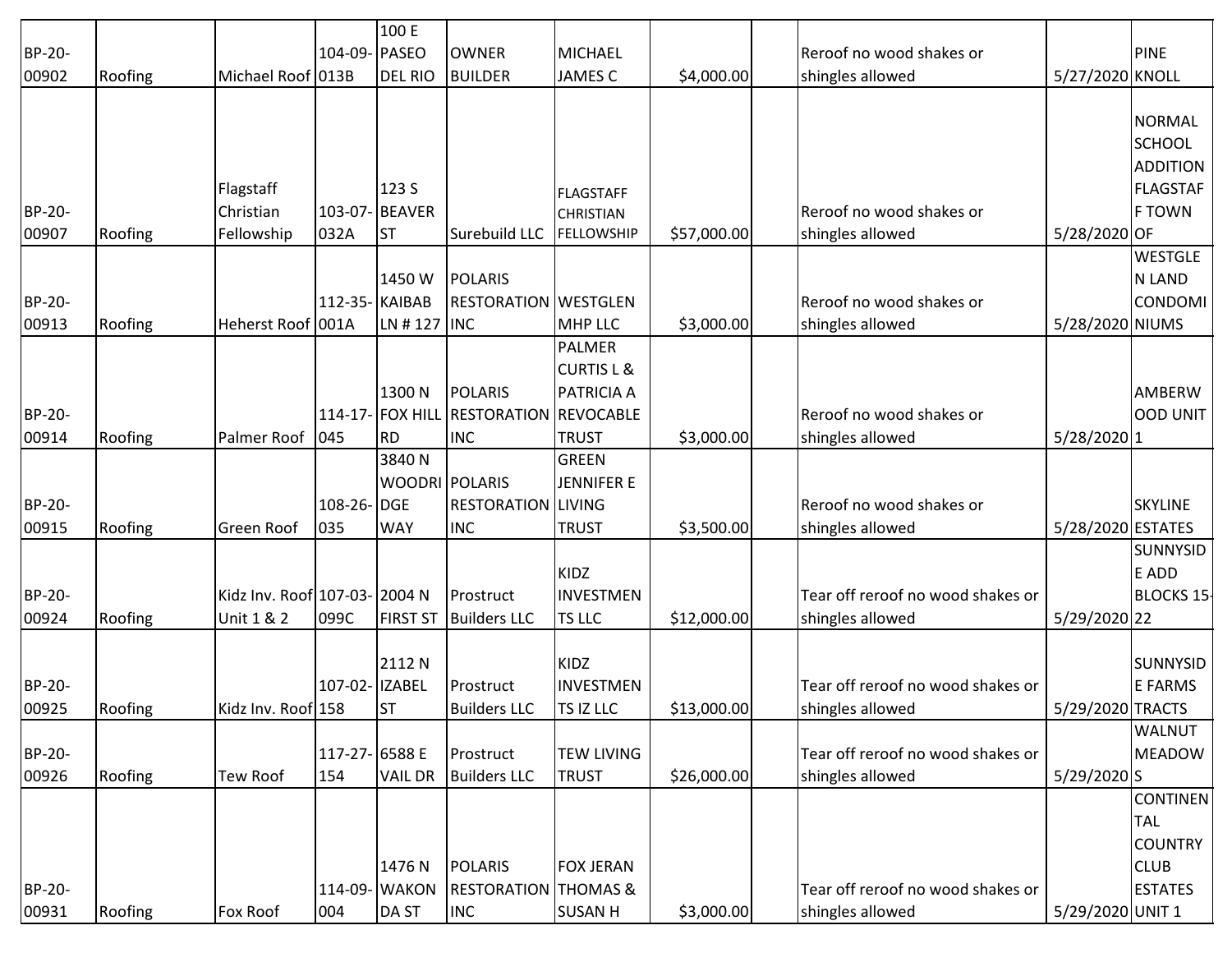| | | | | | | | | | | | |
|---|---|---|---|---|---|---|---|---|---|---|---|
| BP-20-00902 | Roofing | Michael Roof | 104-09-013B | 100 E PASEO DEL RIO | OWNER BUILDER | MICHAEL JAMES C | $4,000.00 | | Reroof no wood shakes or shingles allowed | 5/27/2020 | PINE KNOLL |
| BP-20-00907 | Roofing | Flagstaff Christian Fellowship | 103-07-032A | 123 S BEAVER ST | Surebuild LLC | FLAGSTAFF CHRISTIAN FELLOWSHIP | $57,000.00 | | Reroof no wood shakes or shingles allowed | 5/28/2020 | NORMAL SCHOOL ADDITION FLAGSTAFF TOWN OF |
| BP-20-00913 | Roofing | Heherst Roof | 112-35-001A | 1450 W KAIBAB LN # 127 | POLARIS RESTORATION INC | WESTGLEN MHP LLC | $3,000.00 | | Reroof no wood shakes or shingles allowed | 5/28/2020 | WESTGLEN LAND CONDOMINIUMS |
| BP-20-00914 | Roofing | Palmer Roof | 114-17-045 | 1300 N FOX HILL RD | POLARIS RESTORATION INC | PALMER CURTIS L & PATRICIA A REVOCABLE TRUST | $3,000.00 | | Reroof no wood shakes or shingles allowed | 5/28/2020 | AMBERWOOD UNIT 1 |
| BP-20-00915 | Roofing | Green Roof | 108-26-035 | 3840 N WOODRIDGE WAY | POLARIS RESTORATION INC | GREEN JENNIFER E LIVING TRUST | $3,500.00 | | Reroof no wood shakes or shingles allowed | 5/28/2020 | SKYLINE ESTATES |
| BP-20-00924 | Roofing | Kidz Inv. Roof Unit 1 & 2 | 107-03-099C | 2004 N FIRST ST | Prostruct Builders LLC | KIDZ INVESTMENTS LLC | $12,000.00 | | Tear off reroof no wood shakes or shingles allowed | 5/29/2020 | SUNNYSIDE ADD BLOCKS 15-22 |
| BP-20-00925 | Roofing | Kidz Inv. Roof | 107-02-158 | 2112 N IZABEL ST | Prostruct Builders LLC | KIDZ INVESTMENTS IZ LLC | $13,000.00 | | Tear off reroof no wood shakes or shingles allowed | 5/29/2020 | SUNNYSIDE FARMS TRACTS |
| BP-20-00926 | Roofing | Tew Roof | 117-27-154 | 6588 E VAIL DR | Prostruct Builders LLC | TEW LIVING TRUST | $26,000.00 | | Tear off reroof no wood shakes or shingles allowed | 5/29/2020 | WALNUT MEADOWS |
| BP-20-00931 | Roofing | Fox Roof | 114-09-004 | 1476 N WAKONDA ST | POLARIS RESTORATION INC | FOX JERAN THOMAS & SUSAN H | $3,000.00 | | Tear off reroof no wood shakes or shingles allowed | 5/29/2020 | CONTINENTAL COUNTRY CLUB ESTATES UNIT 1 |